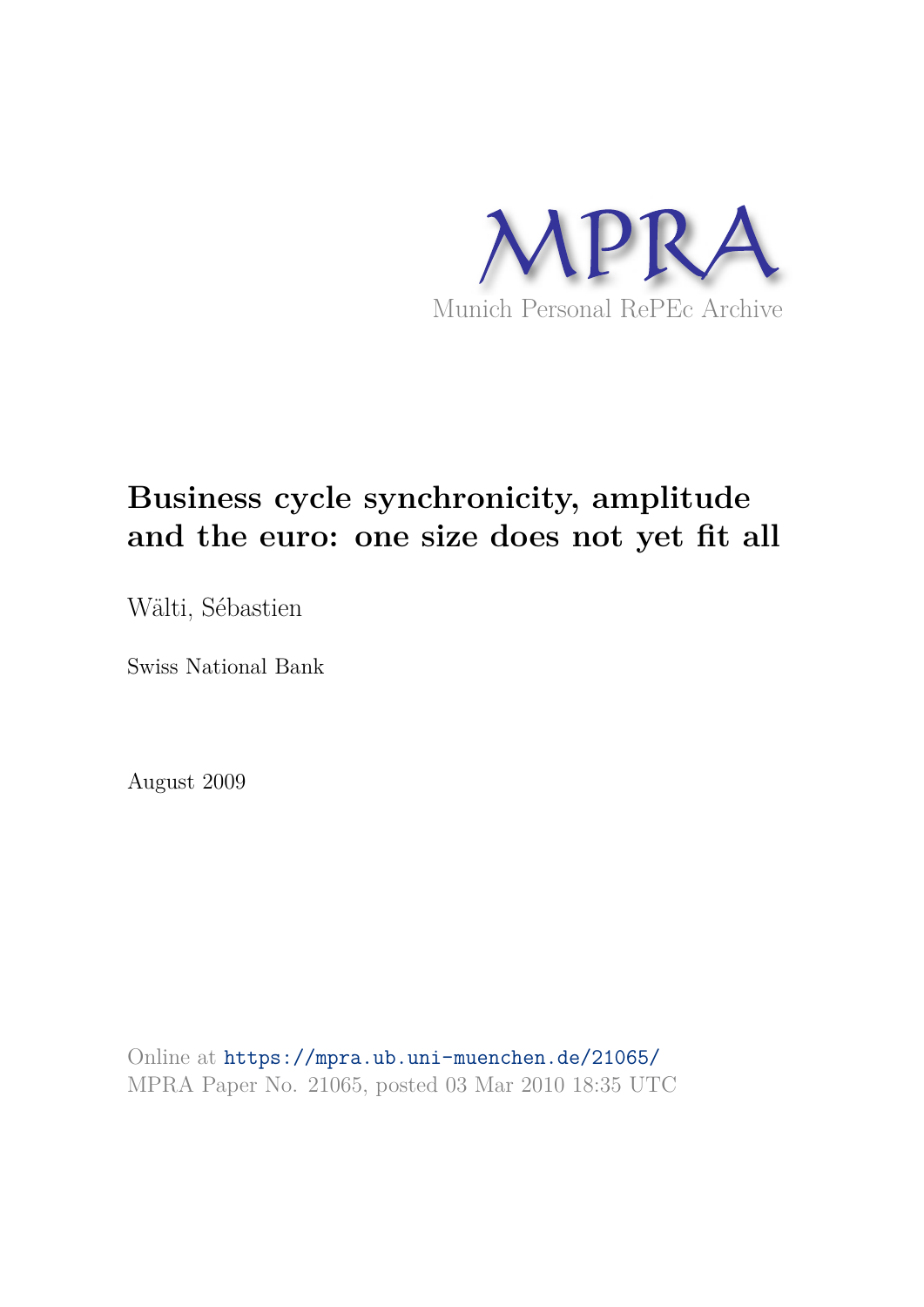MPRA

Munich Personal RePEc Archive

# Business cycle synchronicity, amplitude and the euro: one size does not yet fit all

Wälti, Sébastien

Swiss National Bank

August 2009

Online at https://mpra.ub.uni-muenchen.de/21065/
MPRA Paper No. 21065, posted 03 Mar 2010 18:35 UTC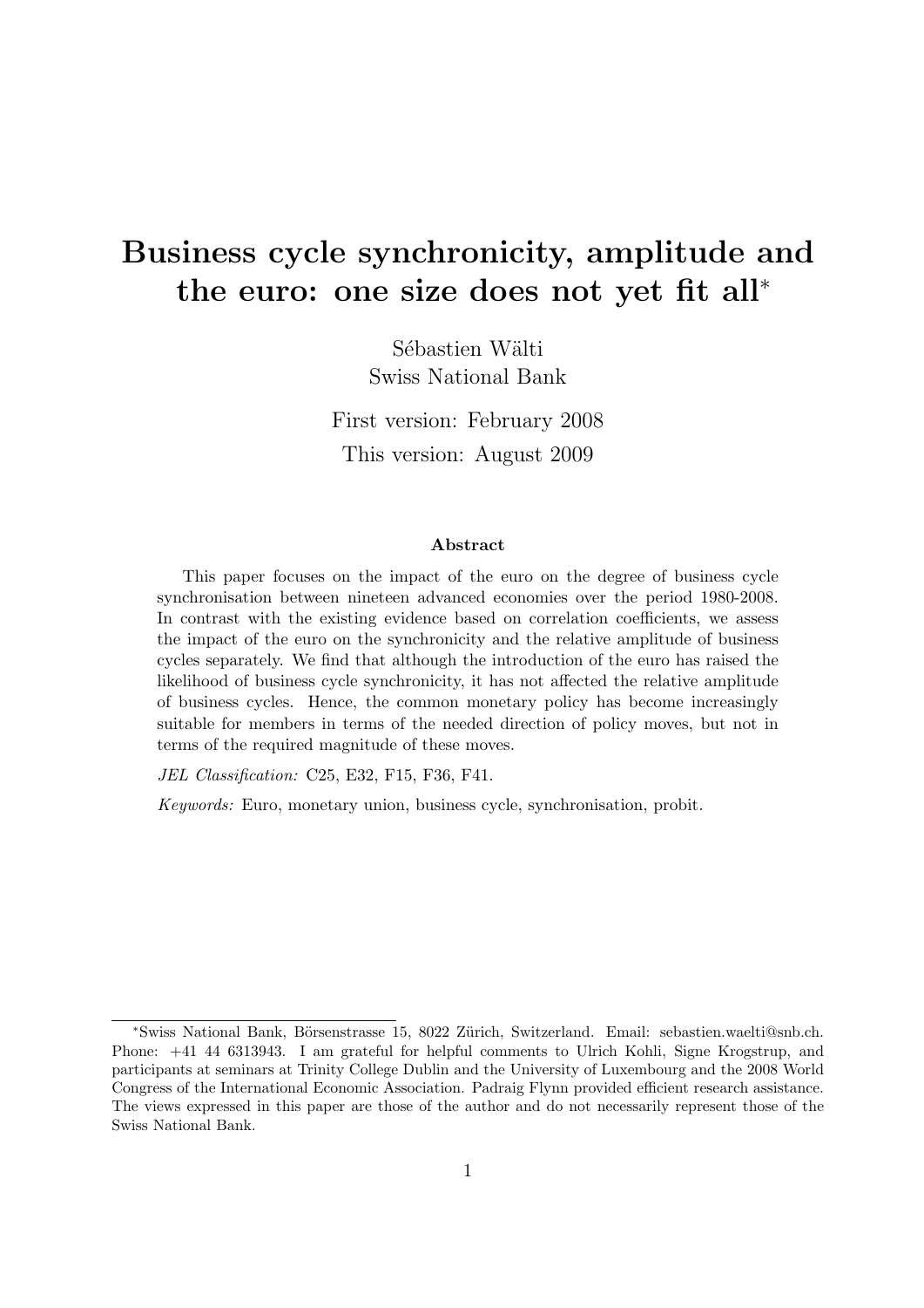# Business cycle synchronicity, amplitude and the euro: one size does not yet fit all*

Sébastien Wälti
Swiss National Bank

First version: February 2008

This version: August 2009

### Abstract

This paper focuses on the impact of the euro on the degree of business cycle synchronisation between nineteen advanced economies over the period 1980-2008. In contrast with the existing evidence based on correlation coefficients, we assess the impact of the euro on the synchronicity and the relative amplitude of business cycles separately. We find that although the introduction of the euro has raised the likelihood of business cycle synchronicity, it has not affected the relative amplitude of business cycles. Hence, the common monetary policy has become increasingly suitable for members in terms of the needed direction of policy moves, but not in terms of the required magnitude of these moves.

*JEL Classification:* C25, E32, F15, F36, F41.

*Keywords:* Euro, monetary union, business cycle, synchronisation, probit.

---

*Swiss National Bank, Börsenstrasse 15, 8022 Zürich, Switzerland. Email: sebastien.waelti@snb.ch. Phone: +41 44 6313943. I am grateful for helpful comments to Ulrich Kohli, Signe Krogstrup, and participants at seminars at Trinity College Dublin and the University of Luxembourg and the 2008 World Congress of the International Economic Association. Padraig Flynn provided efficient research assistance. The views expressed in this paper are those of the author and do not necessarily represent those of the Swiss National Bank.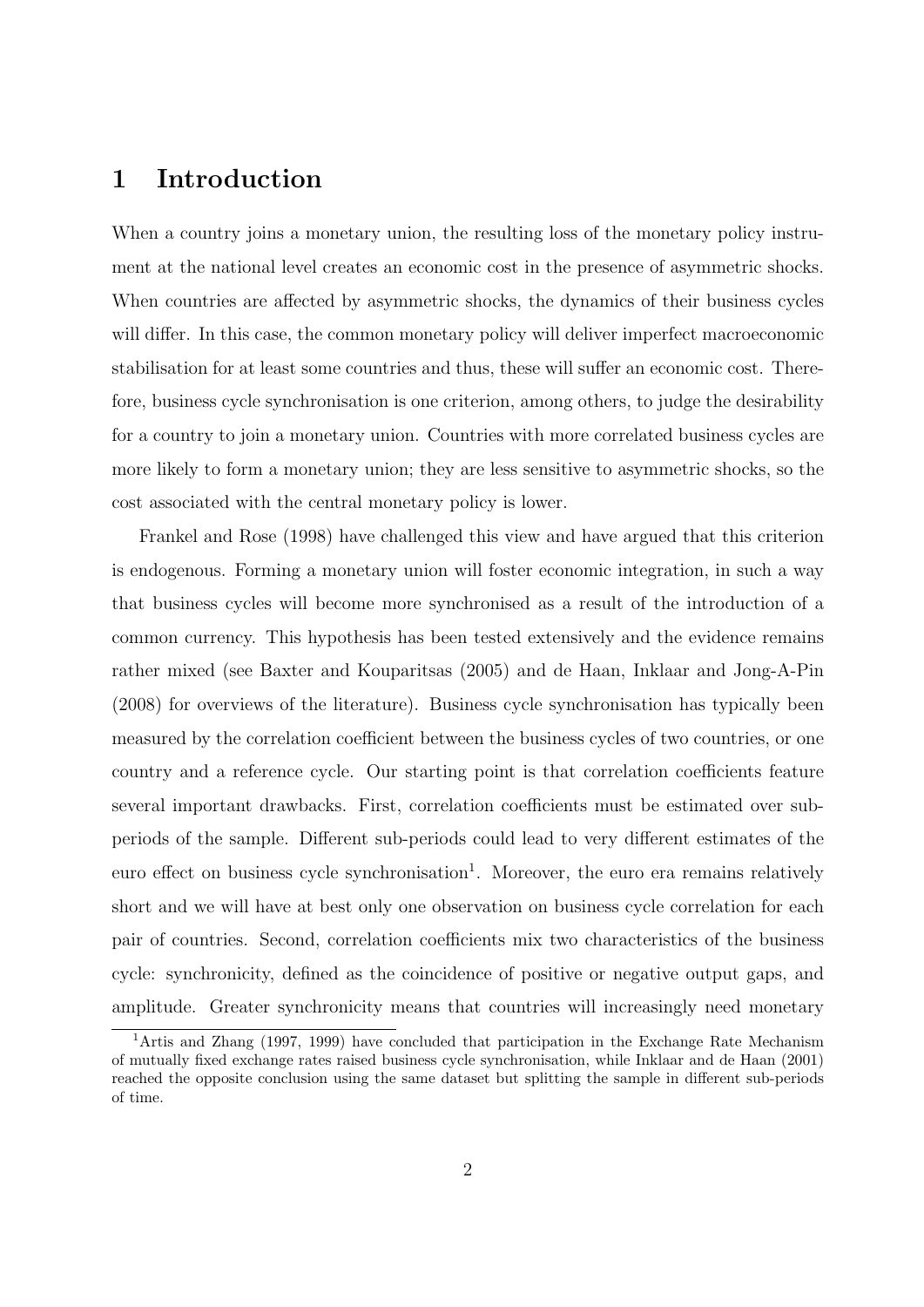# 1 Introduction

When a country joins a monetary union, the resulting loss of the monetary policy instrument at the national level creates an economic cost in the presence of asymmetric shocks. When countries are affected by asymmetric shocks, the dynamics of their business cycles will differ. In this case, the common monetary policy will deliver imperfect macroeconomic stabilisation for at least some countries and thus, these will suffer an economic cost. Therefore, business cycle synchronisation is one criterion, among others, to judge the desirability for a country to join a monetary union. Countries with more correlated business cycles are more likely to form a monetary union; they are less sensitive to asymmetric shocks, so the cost associated with the central monetary policy is lower.

Frankel and Rose (1998) have challenged this view and have argued that this criterion is endogenous. Forming a monetary union will foster economic integration, in such a way that business cycles will become more synchronised as a result of the introduction of a common currency. This hypothesis has been tested extensively and the evidence remains rather mixed (see Baxter and Kouparitsas (2005) and de Haan, Inklaar and Jong-A-Pin (2008) for overviews of the literature). Business cycle synchronisation has typically been measured by the correlation coefficient between the business cycles of two countries, or one country and a reference cycle. Our starting point is that correlation coefficients feature several important drawbacks. First, correlation coefficients must be estimated over sub-periods of the sample. Different sub-periods could lead to very different estimates of the euro effect on business cycle synchronisation[1]. Moreover, the euro era remains relatively short and we will have at best only one observation on business cycle correlation for each pair of countries. Second, correlation coefficients mix two characteristics of the business cycle: synchronicity, defined as the coincidence of positive or negative output gaps, and amplitude. Greater synchronicity means that countries will increasingly need monetary

[1] Artis and Zhang (1997, 1999) have concluded that participation in the Exchange Rate Mechanism of mutually fixed exchange rates raised business cycle synchronisation, while Inklaar and de Haan (2001) reached the opposite conclusion using the same dataset but splitting the sample in different sub-periods of time.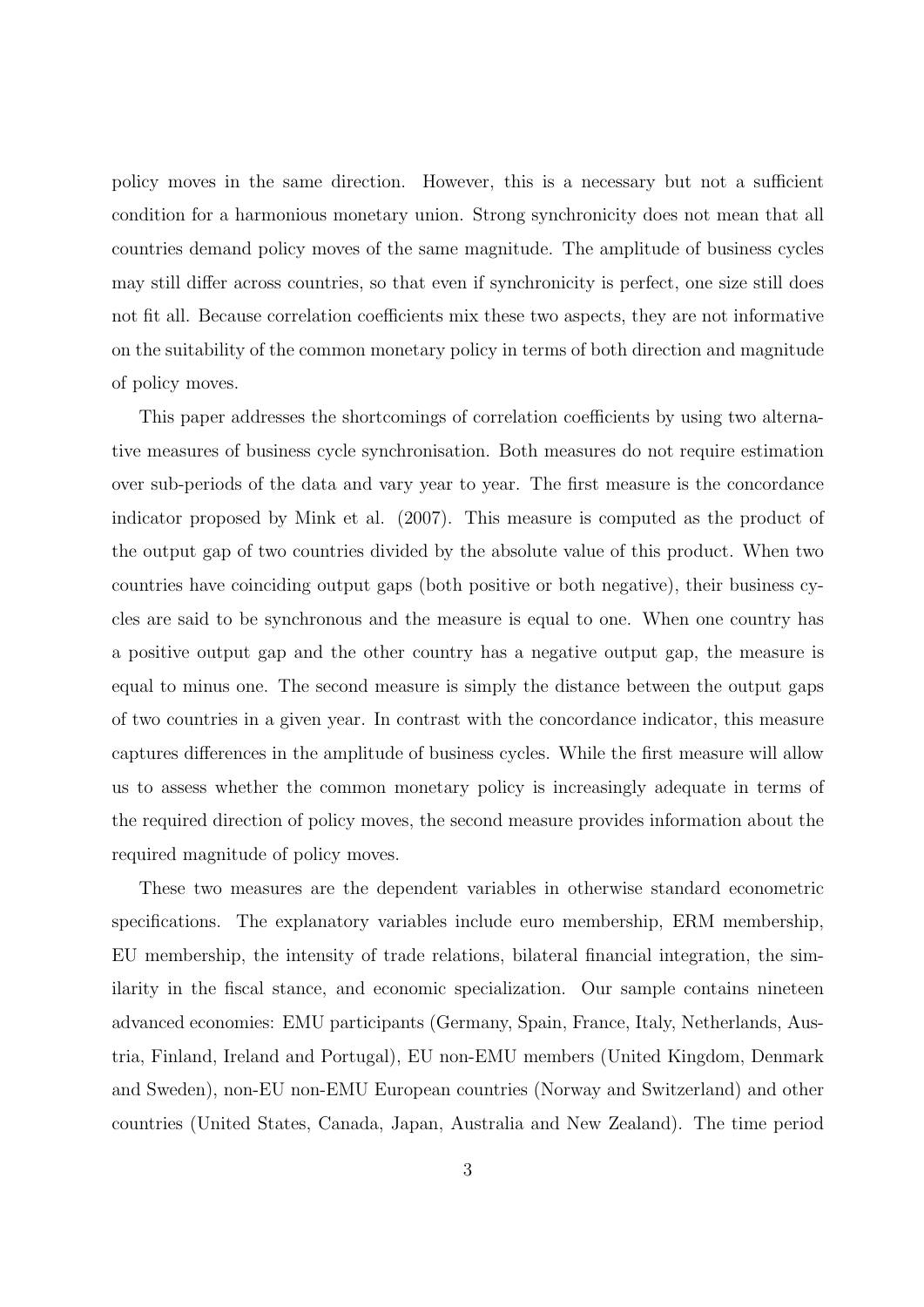policy moves in the same direction. However, this is a necessary but not a sufficient condition for a harmonious monetary union. Strong synchronicity does not mean that all countries demand policy moves of the same magnitude. The amplitude of business cycles may still differ across countries, so that even if synchronicity is perfect, one size still does not fit all. Because correlation coefficients mix these two aspects, they are not informative on the suitability of the common monetary policy in terms of both direction and magnitude of policy moves.

This paper addresses the shortcomings of correlation coefficients by using two alternative measures of business cycle synchronisation. Both measures do not require estimation over sub-periods of the data and vary year to year. The first measure is the concordance indicator proposed by Mink et al. (2007). This measure is computed as the product of the output gap of two countries divided by the absolute value of this product. When two countries have coinciding output gaps (both positive or both negative), their business cycles are said to be synchronous and the measure is equal to one. When one country has a positive output gap and the other country has a negative output gap, the measure is equal to minus one. The second measure is simply the distance between the output gaps of two countries in a given year. In contrast with the concordance indicator, this measure captures differences in the amplitude of business cycles. While the first measure will allow us to assess whether the common monetary policy is increasingly adequate in terms of the required direction of policy moves, the second measure provides information about the required magnitude of policy moves.

These two measures are the dependent variables in otherwise standard econometric specifications. The explanatory variables include euro membership, ERM membership, EU membership, the intensity of trade relations, bilateral financial integration, the similarity in the fiscal stance, and economic specialization. Our sample contains nineteen advanced economies: EMU participants (Germany, Spain, France, Italy, Netherlands, Austria, Finland, Ireland and Portugal), EU non-EMU members (United Kingdom, Denmark and Sweden), non-EU non-EMU European countries (Norway and Switzerland) and other countries (United States, Canada, Japan, Australia and New Zealand). The time period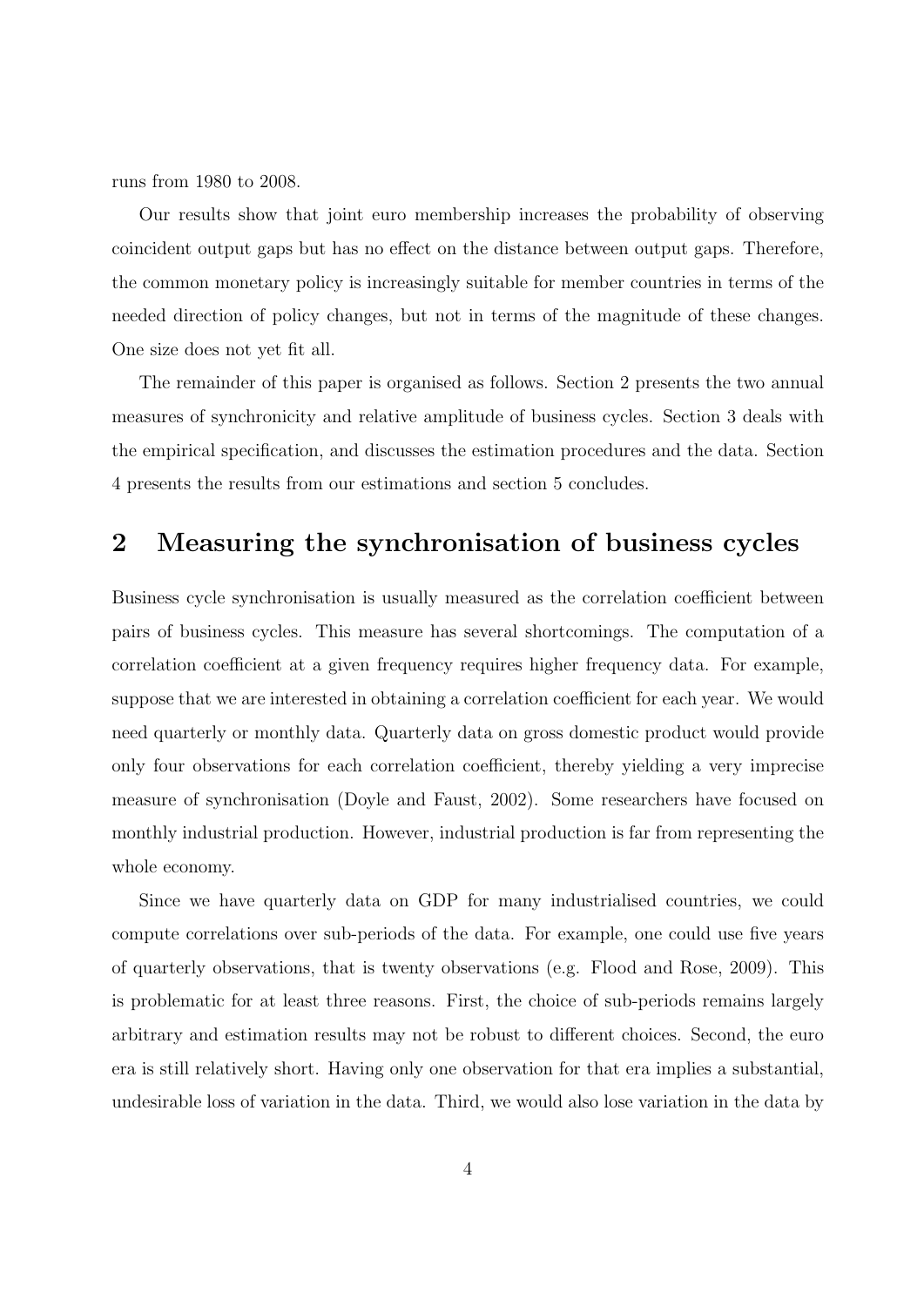runs from 1980 to 2008.

Our results show that joint euro membership increases the probability of observing coincident output gaps but has no effect on the distance between output gaps. Therefore, the common monetary policy is increasingly suitable for member countries in terms of the needed direction of policy changes, but not in terms of the magnitude of these changes. One size does not yet fit all.

The remainder of this paper is organised as follows. Section 2 presents the two annual measures of synchronicity and relative amplitude of business cycles. Section 3 deals with the empirical specification, and discusses the estimation procedures and the data. Section 4 presents the results from our estimations and section 5 concludes.

## 2 Measuring the synchronisation of business cycles

Business cycle synchronisation is usually measured as the correlation coefficient between pairs of business cycles. This measure has several shortcomings. The computation of a correlation coefficient at a given frequency requires higher frequency data. For example, suppose that we are interested in obtaining a correlation coefficient for each year. We would need quarterly or monthly data. Quarterly data on gross domestic product would provide only four observations for each correlation coefficient, thereby yielding a very imprecise measure of synchronisation (Doyle and Faust, 2002). Some researchers have focused on monthly industrial production. However, industrial production is far from representing the whole economy.

Since we have quarterly data on GDP for many industrialised countries, we could compute correlations over sub-periods of the data. For example, one could use five years of quarterly observations, that is twenty observations (e.g. Flood and Rose, 2009). This is problematic for at least three reasons. First, the choice of sub-periods remains largely arbitrary and estimation results may not be robust to different choices. Second, the euro era is still relatively short. Having only one observation for that era implies a substantial, undesirable loss of variation in the data. Third, we would also lose variation in the data by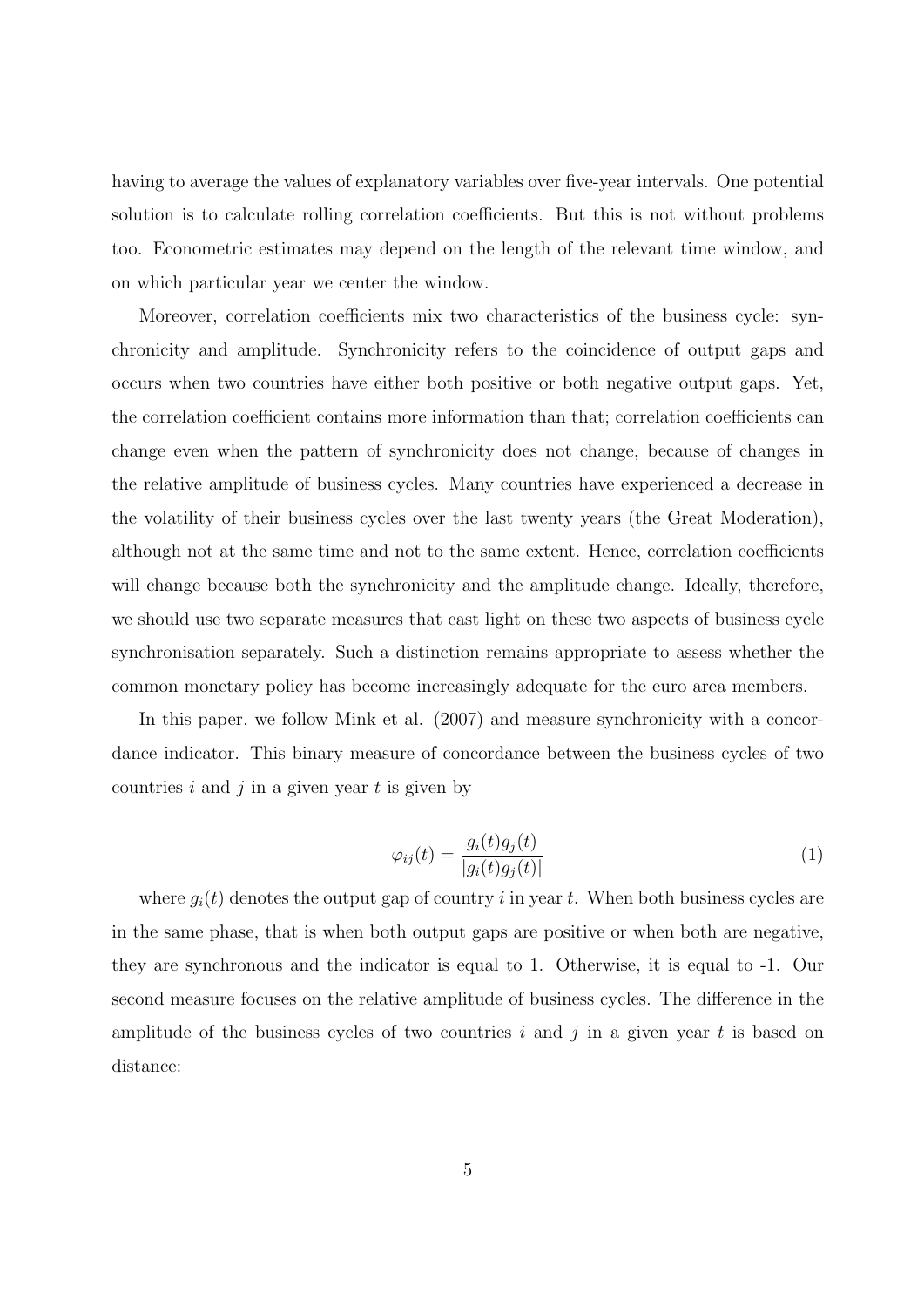having to average the values of explanatory variables over five-year intervals. One potential solution is to calculate rolling correlation coefficients. But this is not without problems too. Econometric estimates may depend on the length of the relevant time window, and on which particular year we center the window.

Moreover, correlation coefficients mix two characteristics of the business cycle: synchronicity and amplitude. Synchronicity refers to the coincidence of output gaps and occurs when two countries have either both positive or both negative output gaps. Yet, the correlation coefficient contains more information than that; correlation coefficients can change even when the pattern of synchronicity does not change, because of changes in the relative amplitude of business cycles. Many countries have experienced a decrease in the volatility of their business cycles over the last twenty years (the Great Moderation), although not at the same time and not to the same extent. Hence, correlation coefficients will change because both the synchronicity and the amplitude change. Ideally, therefore, we should use two separate measures that cast light on these two aspects of business cycle synchronisation separately. Such a distinction remains appropriate to assess whether the common monetary policy has become increasingly adequate for the euro area members.

In this paper, we follow Mink et al. (2007) and measure synchronicity with a concordance indicator. This binary measure of concordance between the business cycles of two countries $i$ and $j$ in a given year $t$ is given by

$$\varphi_{ij}(t) = \frac{g_i(t)g_j(t)}{|g_i(t)g_j(t)|} \tag{1}$$

where $g_i(t)$ denotes the output gap of country $i$ in year $t$. When both business cycles are in the same phase, that is when both output gaps are positive or when both are negative, they are synchronous and the indicator is equal to 1. Otherwise, it is equal to -1. Our second measure focuses on the relative amplitude of business cycles. The difference in the amplitude of the business cycles of two countries $i$ and $j$ in a given year $t$ is based on distance: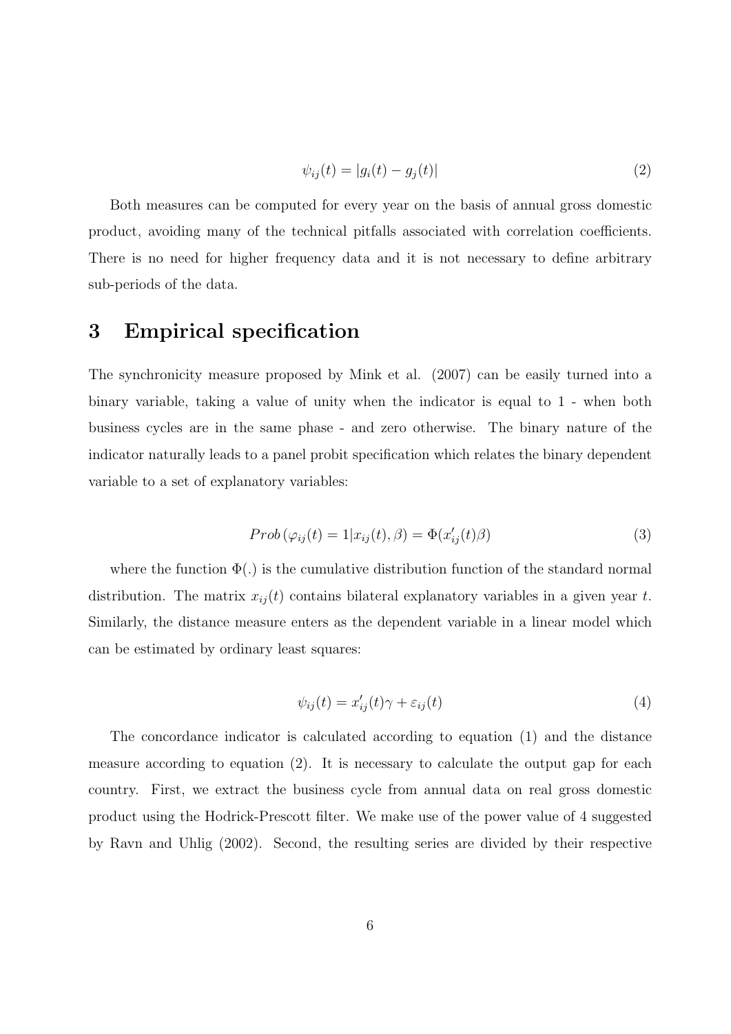$$\psi_{ij}(t) = |g_i(t) - g_j(t)| \tag{2}$$

Both measures can be computed for every year on the basis of annual gross domestic product, avoiding many of the technical pitfalls associated with correlation coefficients. There is no need for higher frequency data and it is not necessary to define arbitrary sub-periods of the data.

# 3 Empirical specification

The synchronicity measure proposed by Mink et al. (2007) can be easily turned into a binary variable, taking a value of unity when the indicator is equal to 1 - when both business cycles are in the same phase - and zero otherwise. The binary nature of the indicator naturally leads to a panel probit specification which relates the binary dependent variable to a set of explanatory variables:

$$Prob\left(\varphi_{ij}(t) = 1 | x_{ij}(t), \beta\right) = \Phi(x'_{ij}(t)\beta) \tag{3}$$

where the function $\Phi(.)$ is the cumulative distribution function of the standard normal distribution. The matrix $x_{ij}(t)$ contains bilateral explanatory variables in a given year $t$. Similarly, the distance measure enters as the dependent variable in a linear model which can be estimated by ordinary least squares:

$$\psi_{ij}(t) = x'_{ij}(t)\gamma + \varepsilon_{ij}(t) \tag{4}$$

The concordance indicator is calculated according to equation (1) and the distance measure according to equation (2). It is necessary to calculate the output gap for each country. First, we extract the business cycle from annual data on real gross domestic product using the Hodrick-Prescott filter. We make use of the power value of 4 suggested by Ravn and Uhlig (2002). Second, the resulting series are divided by their respective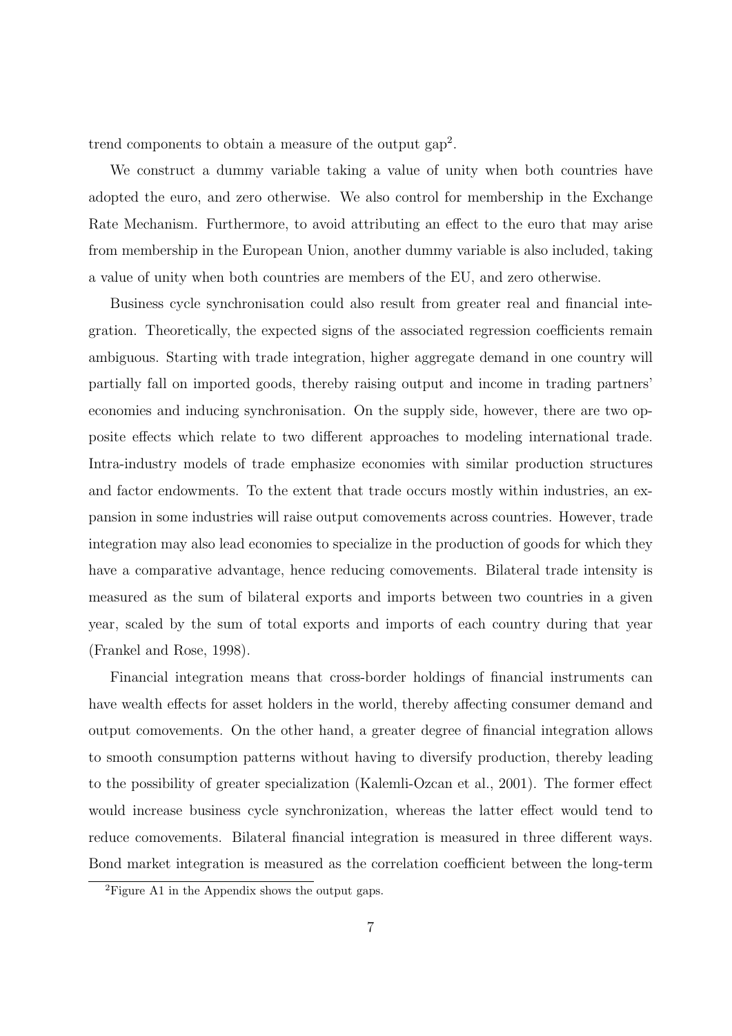trend components to obtain a measure of the output gap[2].

We construct a dummy variable taking a value of unity when both countries have adopted the euro, and zero otherwise. We also control for membership in the Exchange Rate Mechanism. Furthermore, to avoid attributing an effect to the euro that may arise from membership in the European Union, another dummy variable is also included, taking a value of unity when both countries are members of the EU, and zero otherwise.

Business cycle synchronisation could also result from greater real and financial integration. Theoretically, the expected signs of the associated regression coefficients remain ambiguous. Starting with trade integration, higher aggregate demand in one country will partially fall on imported goods, thereby raising output and income in trading partners' economies and inducing synchronisation. On the supply side, however, there are two opposite effects which relate to two different approaches to modeling international trade. Intra-industry models of trade emphasize economies with similar production structures and factor endowments. To the extent that trade occurs mostly within industries, an expansion in some industries will raise output comovements across countries. However, trade integration may also lead economies to specialize in the production of goods for which they have a comparative advantage, hence reducing comovements. Bilateral trade intensity is measured as the sum of bilateral exports and imports between two countries in a given year, scaled by the sum of total exports and imports of each country during that year (Frankel and Rose, 1998).

Financial integration means that cross-border holdings of financial instruments can have wealth effects for asset holders in the world, thereby affecting consumer demand and output comovements. On the other hand, a greater degree of financial integration allows to smooth consumption patterns without having to diversify production, thereby leading to the possibility of greater specialization (Kalemli-Ozcan et al., 2001). The former effect would increase business cycle synchronization, whereas the latter effect would tend to reduce comovements. Bilateral financial integration is measured in three different ways. Bond market integration is measured as the correlation coefficient between the long-term

[2]Figure A1 in the Appendix shows the output gaps.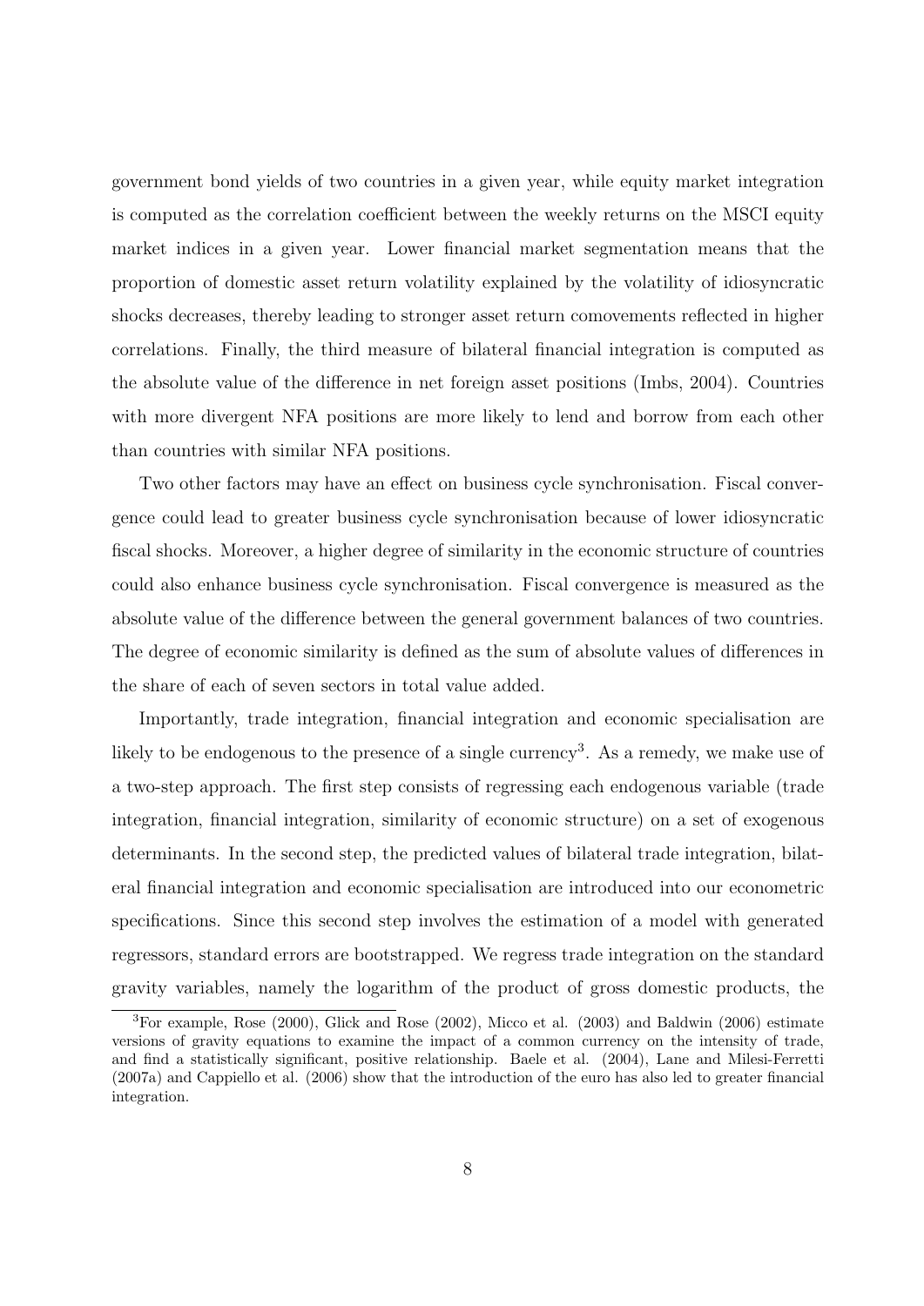government bond yields of two countries in a given year, while equity market integration is computed as the correlation coefficient between the weekly returns on the MSCI equity market indices in a given year. Lower financial market segmentation means that the proportion of domestic asset return volatility explained by the volatility of idiosyncratic shocks decreases, thereby leading to stronger asset return comovements reflected in higher correlations. Finally, the third measure of bilateral financial integration is computed as the absolute value of the difference in net foreign asset positions (Imbs, 2004). Countries with more divergent NFA positions are more likely to lend and borrow from each other than countries with similar NFA positions.

Two other factors may have an effect on business cycle synchronisation. Fiscal convergence could lead to greater business cycle synchronisation because of lower idiosyncratic fiscal shocks. Moreover, a higher degree of similarity in the economic structure of countries could also enhance business cycle synchronisation. Fiscal convergence is measured as the absolute value of the difference between the general government balances of two countries. The degree of economic similarity is defined as the sum of absolute values of differences in the share of each of seven sectors in total value added.

Importantly, trade integration, financial integration and economic specialisation are likely to be endogenous to the presence of a single currency[3]. As a remedy, we make use of a two-step approach. The first step consists of regressing each endogenous variable (trade integration, financial integration, similarity of economic structure) on a set of exogenous determinants. In the second step, the predicted values of bilateral trade integration, bilateral financial integration and economic specialisation are introduced into our econometric specifications. Since this second step involves the estimation of a model with generated regressors, standard errors are bootstrapped. We regress trade integration on the standard gravity variables, namely the logarithm of the product of gross domestic products, the

[3] For example, Rose (2000), Glick and Rose (2002), Micco et al. (2003) and Baldwin (2006) estimate versions of gravity equations to examine the impact of a common currency on the intensity of trade, and find a statistically significant, positive relationship. Baele et al. (2004), Lane and Milesi-Ferretti (2007a) and Cappiello et al. (2006) show that the introduction of the euro has also led to greater financial integration.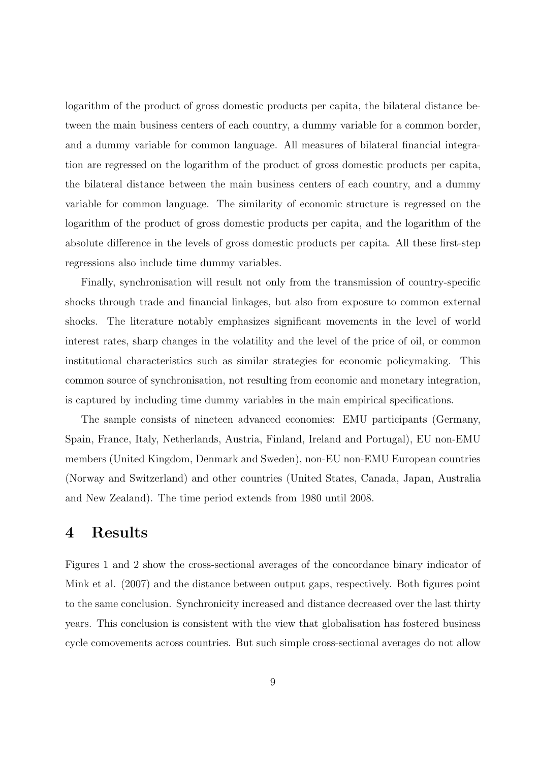logarithm of the product of gross domestic products per capita, the bilateral distance between the main business centers of each country, a dummy variable for a common border, and a dummy variable for common language. All measures of bilateral financial integration are regressed on the logarithm of the product of gross domestic products per capita, the bilateral distance between the main business centers of each country, and a dummy variable for common language. The similarity of economic structure is regressed on the logarithm of the product of gross domestic products per capita, and the logarithm of the absolute difference in the levels of gross domestic products per capita. All these first-step regressions also include time dummy variables.

Finally, synchronisation will result not only from the transmission of country-specific shocks through trade and financial linkages, but also from exposure to common external shocks. The literature notably emphasizes significant movements in the level of world interest rates, sharp changes in the volatility and the level of the price of oil, or common institutional characteristics such as similar strategies for economic policymaking. This common source of synchronisation, not resulting from economic and monetary integration, is captured by including time dummy variables in the main empirical specifications.

The sample consists of nineteen advanced economies: EMU participants (Germany, Spain, France, Italy, Netherlands, Austria, Finland, Ireland and Portugal), EU non-EMU members (United Kingdom, Denmark and Sweden), non-EU non-EMU European countries (Norway and Switzerland) and other countries (United States, Canada, Japan, Australia and New Zealand). The time period extends from 1980 until 2008.

# 4 Results

Figures 1 and 2 show the cross-sectional averages of the concordance binary indicator of Mink et al. (2007) and the distance between output gaps, respectively. Both figures point to the same conclusion. Synchronicity increased and distance decreased over the last thirty years. This conclusion is consistent with the view that globalisation has fostered business cycle comovements across countries. But such simple cross-sectional averages do not allow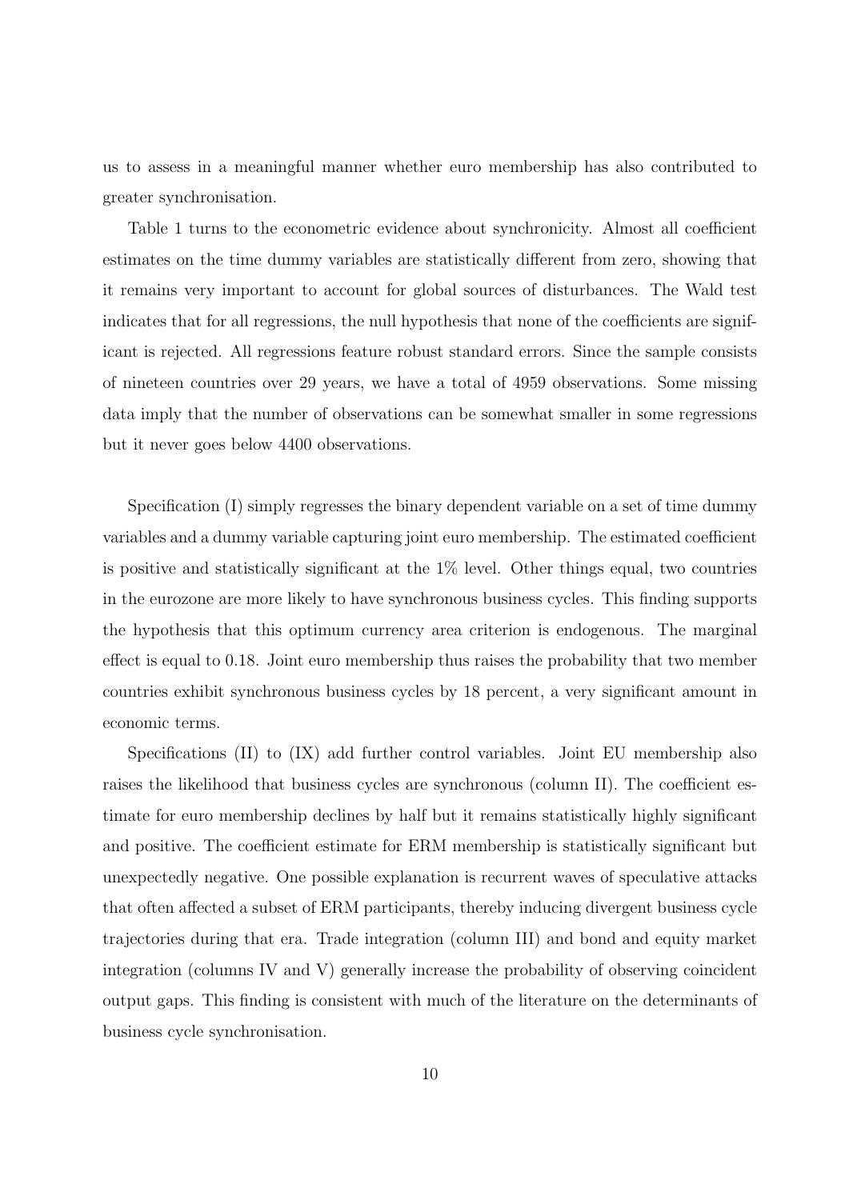us to assess in a meaningful manner whether euro membership has also contributed to greater synchronisation.

Table 1 turns to the econometric evidence about synchronicity. Almost all coefficient estimates on the time dummy variables are statistically different from zero, showing that it remains very important to account for global sources of disturbances. The Wald test indicates that for all regressions, the null hypothesis that none of the coefficients are significant is rejected. All regressions feature robust standard errors. Since the sample consists of nineteen countries over 29 years, we have a total of 4959 observations. Some missing data imply that the number of observations can be somewhat smaller in some regressions but it never goes below 4400 observations.

Specification (I) simply regresses the binary dependent variable on a set of time dummy variables and a dummy variable capturing joint euro membership. The estimated coefficient is positive and statistically significant at the 1% level. Other things equal, two countries in the eurozone are more likely to have synchronous business cycles. This finding supports the hypothesis that this optimum currency area criterion is endogenous. The marginal effect is equal to 0.18. Joint euro membership thus raises the probability that two member countries exhibit synchronous business cycles by 18 percent, a very significant amount in economic terms.

Specifications (II) to (IX) add further control variables. Joint EU membership also raises the likelihood that business cycles are synchronous (column II). The coefficient estimate for euro membership declines by half but it remains statistically highly significant and positive. The coefficient estimate for ERM membership is statistically significant but unexpectedly negative. One possible explanation is recurrent waves of speculative attacks that often affected a subset of ERM participants, thereby inducing divergent business cycle trajectories during that era. Trade integration (column III) and bond and equity market integration (columns IV and V) generally increase the probability of observing coincident output gaps. This finding is consistent with much of the literature on the determinants of business cycle synchronisation.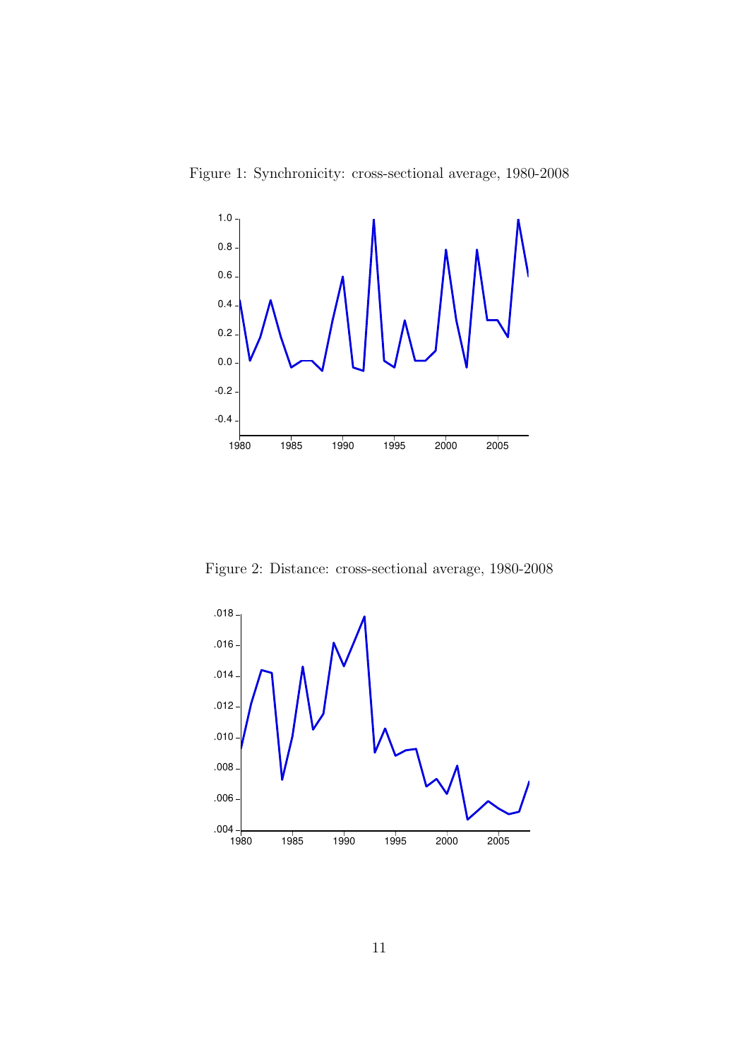Figure 1: Synchronicity: cross-sectional average, 1980-2008

Figure 2: Distance: cross-sectional average, 1980-2008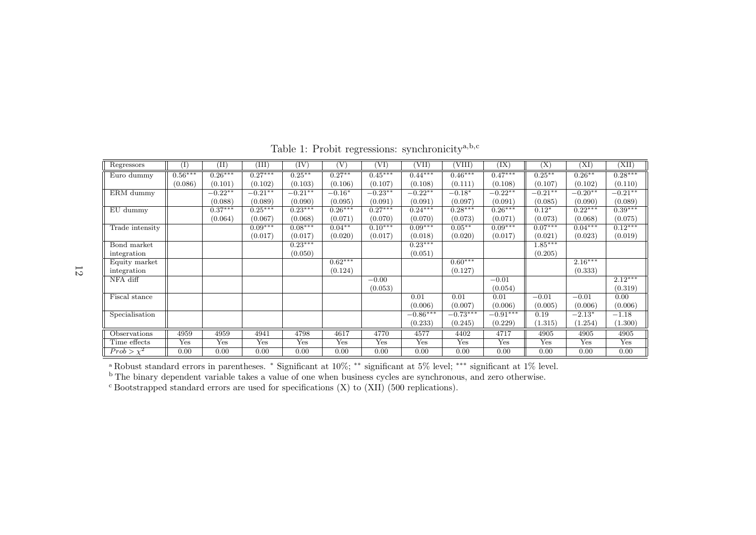Table 1: Probit regressions: synchronicity[a,b,c]

| Regressors | (I) | (II) | (III) | (IV) | (V) | (VI) | (VII) | (VIII) | (IX) | (X) | (XI) | (XII) |
|---|---|---|---|---|---|---|---|---|---|---|---|---|
| Euro dummy | $0.56^{***}$ | $0.26^{***}$ | $0.27^{***}$ | $0.25^{**}$ | $0.27^{**}$ | $0.45^{***}$ | $0.44^{***}$ | $0.46^{***}$ | $0.47^{***}$ | $0.25^{**}$ | $0.26^{**}$ | $0.28^{***}$ |
| | (0.086) | (0.101) | (0.102) | (0.103) | (0.106) | (0.107) | (0.108) | (0.111) | (0.108) | (0.107) | (0.102) | (0.110) |
| ERM dummy | | $-0.22^{**}$ | $-0.21^{**}$ | $-0.21^{**}$ | $-0.16^{*}$ | $-0.23^{**}$ | $-0.22^{**}$ | $-0.18^{*}$ | $-0.22^{**}$ | $-0.21^{**}$ | $-0.20^{**}$ | $-0.21^{**}$ |
| | | (0.088) | (0.089) | (0.090) | (0.095) | (0.091) | (0.091) | (0.097) | (0.091) | (0.085) | (0.090) | (0.089) |
| EU dummy | | $0.37^{***}$ | $0.25^{***}$ | $0.23^{***}$ | $0.26^{***}$ | $0.27^{***}$ | $0.24^{***}$ | $0.28^{***}$ | $0.26^{***}$ | $0.12^{*}$ | $0.22^{***}$ | $0.39^{***}$ |
| | | (0.064) | (0.067) | (0.068) | (0.071) | (0.070) | (0.070) | (0.073) | (0.071) | (0.073) | (0.068) | (0.075) |
| Trade intensity | | | $0.09^{***}$ | $0.08^{***}$ | $0.04^{**}$ | $0.10^{***}$ | $0.09^{***}$ | $0.05^{**}$ | $0.09^{***}$ | $0.07^{***}$ | $0.04^{***}$ | $0.12^{***}$ |
| | | | (0.017) | (0.017) | (0.020) | (0.017) | (0.018) | (0.020) | (0.017) | (0.021) | (0.023) | (0.019) |
| Bond market integration | | | | $0.23^{***}$ | | | $0.23^{***}$ | | | $1.85^{***}$ | | |
| | | | | (0.050) | | | (0.051) | | | (0.205) | | |
| Equity market integration | | | | | $0.62^{***}$ | | | $0.60^{***}$ | | | $2.16^{***}$ | |
| | | | | | (0.124) | | | (0.127) | | | (0.333) | |
| NFA diff | | | | | | $-0.00$ | | | $-0.01$ | | | $2.12^{***}$ |
| | | | | | | (0.053) | | | (0.054) | | | (0.319) |
| Fiscal stance | | | | | | | 0.01 | 0.01 | 0.01 | $-0.01$ | $-0.01$ | 0.00 |
| | | | | | | | (0.006) | (0.007) | (0.006) | (0.005) | (0.006) | (0.006) |
| Specialisation | | | | | | | $-0.86^{***}$ | $-0.73^{***}$ | $-0.91^{***}$ | 0.19 | $-2.13^{*}$ | $-1.18$ |
| | | | | | | | (0.233) | (0.245) | (0.229) | (1.315) | (1.254) | (1.300) |
| Observations | 4959 | 4959 | 4941 | 4798 | 4617 | 4770 | 4577 | 4402 | 4717 | 4905 | 4905 | 4905 |
| Time effects | Yes | Yes | Yes | Yes | Yes | Yes | Yes | Yes | Yes | Yes | Yes | Yes |
| $Prob > \chi^2$ | 0.00 | 0.00 | 0.00 | 0.00 | 0.00 | 0.00 | 0.00 | 0.00 | 0.00 | 0.00 | 0.00 | 0.00 |

[a] Robust standard errors in parentheses. * Significant at 10%; ** significant at 5% level; *** significant at 1% level.

[b] The binary dependent variable takes a value of one when business cycles are synchronous, and zero otherwise.

[c] Bootstrapped standard errors are used for specifications (X) to (XII) (500 replications).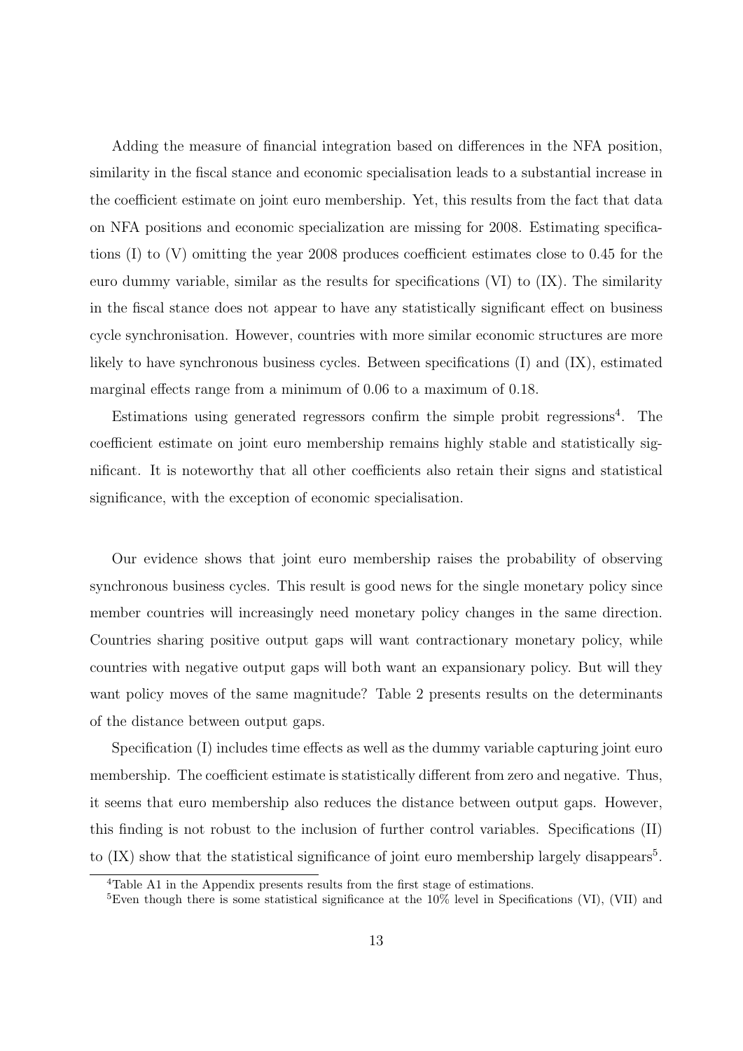Adding the measure of financial integration based on differences in the NFA position, similarity in the fiscal stance and economic specialisation leads to a substantial increase in the coefficient estimate on joint euro membership. Yet, this results from the fact that data on NFA positions and economic specialization are missing for 2008. Estimating specifications (I) to (V) omitting the year 2008 produces coefficient estimates close to 0.45 for the euro dummy variable, similar as the results for specifications (VI) to (IX). The similarity in the fiscal stance does not appear to have any statistically significant effect on business cycle synchronisation. However, countries with more similar economic structures are more likely to have synchronous business cycles. Between specifications (I) and (IX), estimated marginal effects range from a minimum of 0.06 to a maximum of 0.18.

Estimations using generated regressors confirm the simple probit regressions[4]. The coefficient estimate on joint euro membership remains highly stable and statistically significant. It is noteworthy that all other coefficients also retain their signs and statistical significance, with the exception of economic specialisation.

Our evidence shows that joint euro membership raises the probability of observing synchronous business cycles. This result is good news for the single monetary policy since member countries will increasingly need monetary policy changes in the same direction. Countries sharing positive output gaps will want contractionary monetary policy, while countries with negative output gaps will both want an expansionary policy. But will they want policy moves of the same magnitude? Table 2 presents results on the determinants of the distance between output gaps.

Specification (I) includes time effects as well as the dummy variable capturing joint euro membership. The coefficient estimate is statistically different from zero and negative. Thus, it seems that euro membership also reduces the distance between output gaps. However, this finding is not robust to the inclusion of further control variables. Specifications (II) to (IX) show that the statistical significance of joint euro membership largely disappears[5].

[4] Table A1 in the Appendix presents results from the first stage of estimations.

[5] Even though there is some statistical significance at the 10% level in Specifications (VI), (VII) and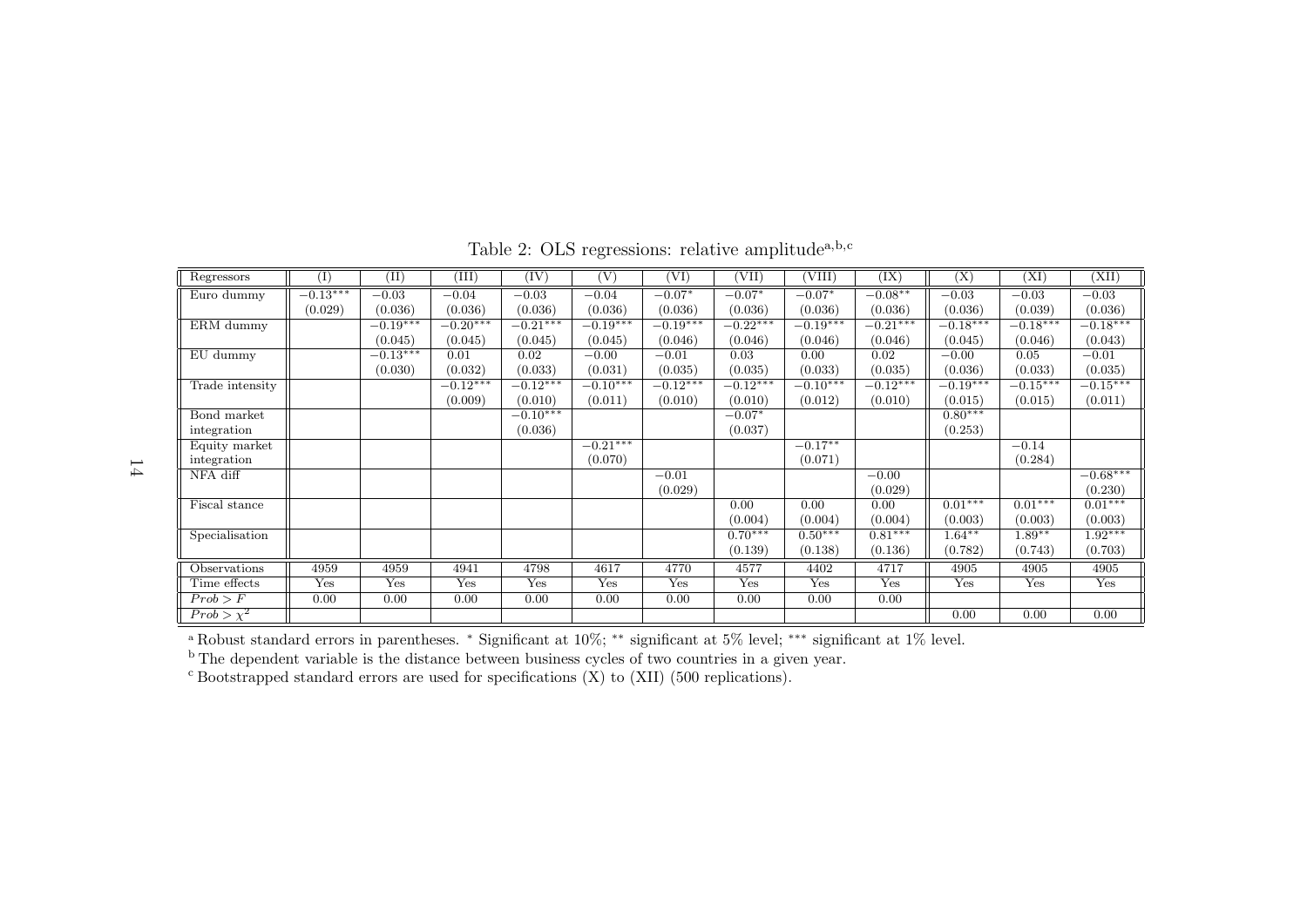Table 2: OLS regressions: relative amplitude[a,b,c]

| Regressors | (I) | (II) | (III) | (IV) | (V) | (VI) | (VII) | (VIII) | (IX) | (X) | (XI) | (XII) |
|---|---|---|---|---|---|---|---|---|---|---|---|---|
| Euro dummy | $-0.13^{***}$ | $-0.03$ | $-0.04$ | $-0.03$ | $-0.04$ | $-0.07^{*}$ | $-0.07^{*}$ | $-0.07^{*}$ | $-0.08^{**}$ | $-0.03$ | $-0.03$ | $-0.03$ |
| | (0.029) | (0.036) | (0.036) | (0.036) | (0.036) | (0.036) | (0.036) | (0.036) | (0.036) | (0.036) | (0.039) | (0.036) |
| ERM dummy | | $-0.19^{***}$ | $-0.20^{***}$ | $-0.21^{***}$ | $-0.19^{***}$ | $-0.19^{***}$ | $-0.22^{***}$ | $-0.19^{***}$ | $-0.21^{***}$ | $-0.18^{***}$ | $-0.18^{***}$ | $-0.18^{***}$ |
| | | (0.045) | (0.045) | (0.045) | (0.045) | (0.046) | (0.046) | (0.046) | (0.046) | (0.045) | (0.046) | (0.043) |
| EU dummy | | $-0.13^{***}$ | 0.01 | 0.02 | $-0.00$ | $-0.01$ | 0.03 | 0.00 | 0.02 | $-0.00$ | 0.05 | $-0.01$ |
| | | (0.030) | (0.032) | (0.033) | (0.031) | (0.035) | (0.035) | (0.033) | (0.035) | (0.036) | (0.033) | (0.035) |
| Trade intensity | | | $-0.12^{***}$ | $-0.12^{***}$ | $-0.10^{***}$ | $-0.12^{***}$ | $-0.12^{***}$ | $-0.10^{***}$ | $-0.12^{***}$ | $-0.19^{***}$ | $-0.15^{***}$ | $-0.15^{***}$ |
| | | | (0.009) | (0.010) | (0.011) | (0.010) | (0.010) | (0.012) | (0.010) | (0.015) | (0.015) | (0.011) |
| Bond market integration | | | | $-0.10^{***}$ | | | $-0.07^{*}$ | | | $0.80^{***}$ | | |
| | | | | (0.036) | | | (0.037) | | | (0.253) | | |
| Equity market integration | | | | | $-0.21^{***}$ | | | $-0.17^{**}$ | | | $-0.14$ | |
| | | | | | (0.070) | | | (0.071) | | | (0.284) | |
| NFA diff | | | | | | $-0.01$ | | | $-0.00$ | | | $-0.68^{***}$ |
| | | | | | | (0.029) | | | (0.029) | | | (0.230) |
| Fiscal stance | | | | | | | 0.00 | 0.00 | 0.00 | $0.01^{***}$ | $0.01^{***}$ | $0.01^{***}$ |
| | | | | | | | (0.004) | (0.004) | (0.004) | (0.003) | (0.003) | (0.003) |
| Specialisation | | | | | | | $0.70^{***}$ | $0.50^{***}$ | $0.81^{***}$ | $1.64^{**}$ | $1.89^{**}$ | $1.92^{***}$ |
| | | | | | | | (0.139) | (0.138) | (0.136) | (0.782) | (0.743) | (0.703) |
| Observations | 4959 | 4959 | 4941 | 4798 | 4617 | 4770 | 4577 | 4402 | 4717 | 4905 | 4905 | 4905 |
| Time effects | Yes | Yes | Yes | Yes | Yes | Yes | Yes | Yes | Yes | Yes | Yes | Yes |
| $Prob > F$ | 0.00 | 0.00 | 0.00 | 0.00 | 0.00 | 0.00 | 0.00 | 0.00 | 0.00 | | | |
| $Prob > \chi^2$ | | | | | | | | | | 0.00 | 0.00 | 0.00 |

[a] Robust standard errors in parentheses. * Significant at 10%; ** significant at 5% level; *** significant at 1% level.
[b] The dependent variable is the distance between business cycles of two countries in a given year.
[c] Bootstrapped standard errors are used for specifications (X) to (XII) (500 replications).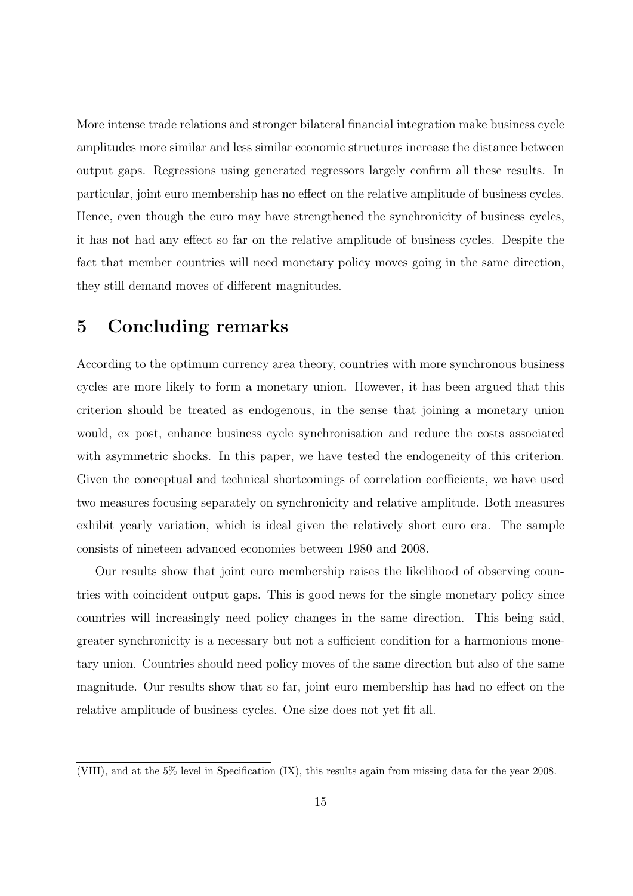More intense trade relations and stronger bilateral financial integration make business cycle amplitudes more similar and less similar economic structures increase the distance between output gaps. Regressions using generated regressors largely confirm all these results. In particular, joint euro membership has no effect on the relative amplitude of business cycles. Hence, even though the euro may have strengthened the synchronicity of business cycles, it has not had any effect so far on the relative amplitude of business cycles. Despite the fact that member countries will need monetary policy moves going in the same direction, they still demand moves of different magnitudes.

## 5 Concluding remarks

According to the optimum currency area theory, countries with more synchronous business cycles are more likely to form a monetary union. However, it has been argued that this criterion should be treated as endogenous, in the sense that joining a monetary union would, ex post, enhance business cycle synchronisation and reduce the costs associated with asymmetric shocks. In this paper, we have tested the endogeneity of this criterion. Given the conceptual and technical shortcomings of correlation coefficients, we have used two measures focusing separately on synchronicity and relative amplitude. Both measures exhibit yearly variation, which is ideal given the relatively short euro era. The sample consists of nineteen advanced economies between 1980 and 2008.

Our results show that joint euro membership raises the likelihood of observing countries with coincident output gaps. This is good news for the single monetary policy since countries will increasingly need policy changes in the same direction. This being said, greater synchronicity is a necessary but not a sufficient condition for a harmonious monetary union. Countries should need policy moves of the same direction but also of the same magnitude. Our results show that so far, joint euro membership has had no effect on the relative amplitude of business cycles. One size does not yet fit all.

(VIII), and at the 5% level in Specification (IX), this results again from missing data for the year 2008.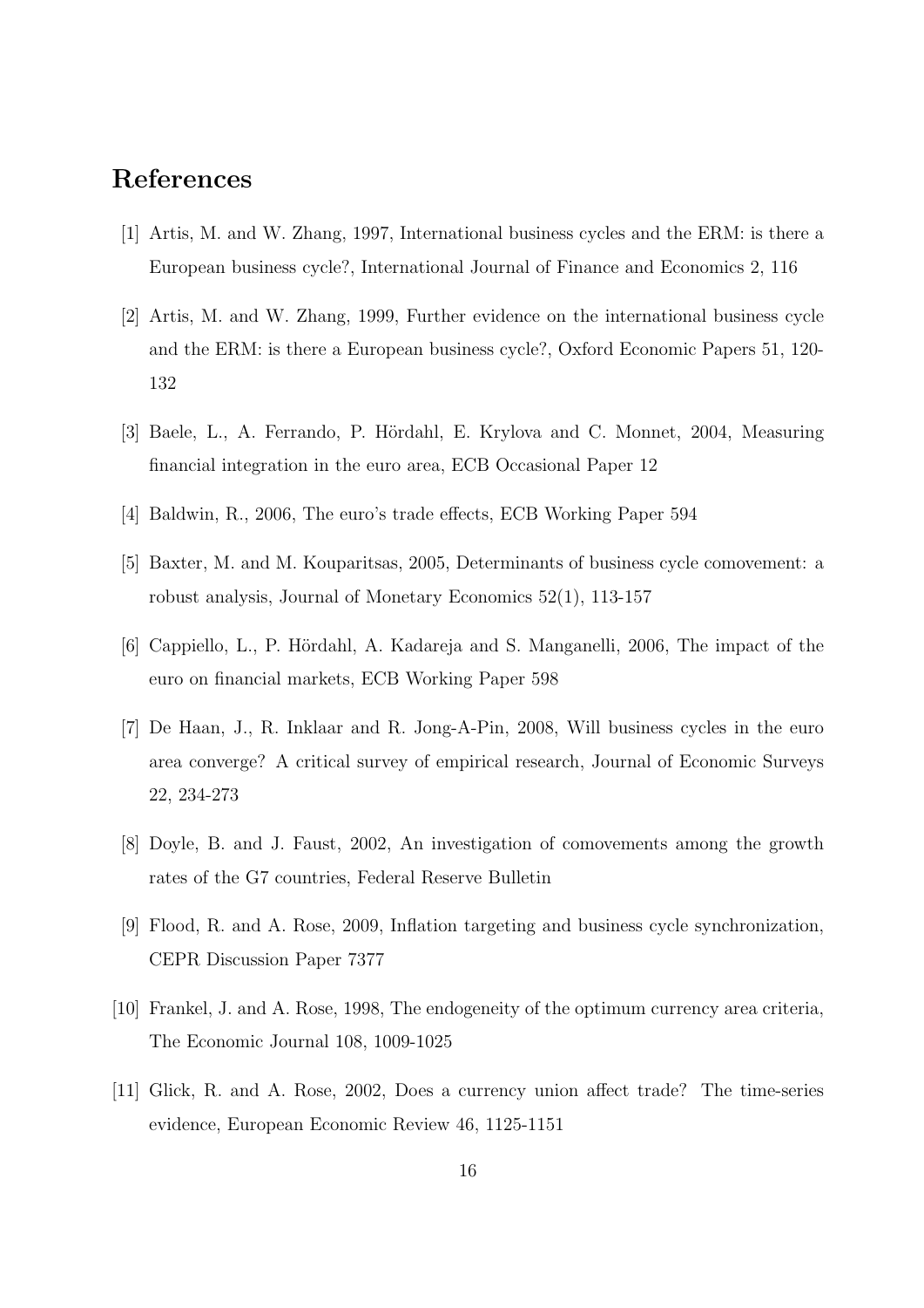# References

[1] Artis, M. and W. Zhang, 1997, International business cycles and the ERM: is there a European business cycle?, International Journal of Finance and Economics 2, 116

[2] Artis, M. and W. Zhang, 1999, Further evidence on the international business cycle and the ERM: is there a European business cycle?, Oxford Economic Papers 51, 120-132

[3] Baele, L., A. Ferrando, P. Hördahl, E. Krylova and C. Monnet, 2004, Measuring financial integration in the euro area, ECB Occasional Paper 12

[4] Baldwin, R., 2006, The euro's trade effects, ECB Working Paper 594

[5] Baxter, M. and M. Kouparitsas, 2005, Determinants of business cycle comovement: a robust analysis, Journal of Monetary Economics 52(1), 113-157

[6] Cappiello, L., P. Hördahl, A. Kadareja and S. Manganelli, 2006, The impact of the euro on financial markets, ECB Working Paper 598

[7] De Haan, J., R. Inklaar and R. Jong-A-Pin, 2008, Will business cycles in the euro area converge? A critical survey of empirical research, Journal of Economic Surveys 22, 234-273

[8] Doyle, B. and J. Faust, 2002, An investigation of comovements among the growth rates of the G7 countries, Federal Reserve Bulletin

[9] Flood, R. and A. Rose, 2009, Inflation targeting and business cycle synchronization, CEPR Discussion Paper 7377

[10] Frankel, J. and A. Rose, 1998, The endogeneity of the optimum currency area criteria, The Economic Journal 108, 1009-1025

[11] Glick, R. and A. Rose, 2002, Does a currency union affect trade? The time-series evidence, European Economic Review 46, 1125-1151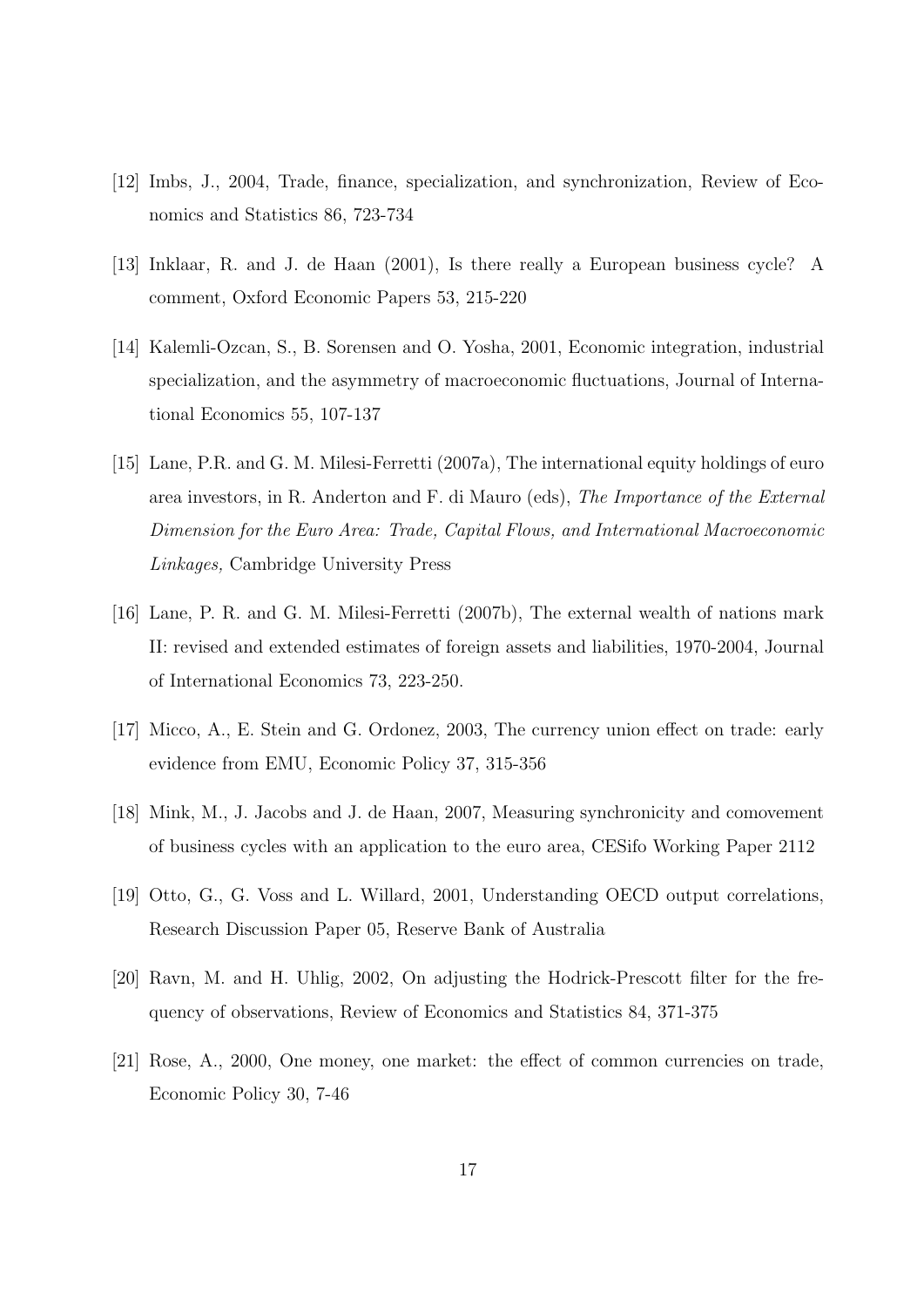[12] Imbs, J., 2004, Trade, finance, specialization, and synchronization, Review of Economics and Statistics 86, 723-734

[13] Inklaar, R. and J. de Haan (2001), Is there really a European business cycle? A comment, Oxford Economic Papers 53, 215-220

[14] Kalemli-Ozcan, S., B. Sorensen and O. Yosha, 2001, Economic integration, industrial specialization, and the asymmetry of macroeconomic fluctuations, Journal of International Economics 55, 107-137

[15] Lane, P.R. and G. M. Milesi-Ferretti (2007a), The international equity holdings of euro area investors, in R. Anderton and F. di Mauro (eds), *The Importance of the External Dimension for the Euro Area: Trade, Capital Flows, and International Macroeconomic Linkages,* Cambridge University Press

[16] Lane, P. R. and G. M. Milesi-Ferretti (2007b), The external wealth of nations mark II: revised and extended estimates of foreign assets and liabilities, 1970-2004, Journal of International Economics 73, 223-250.

[17] Micco, A., E. Stein and G. Ordonez, 2003, The currency union effect on trade: early evidence from EMU, Economic Policy 37, 315-356

[18] Mink, M., J. Jacobs and J. de Haan, 2007, Measuring synchronicity and comovement of business cycles with an application to the euro area, CESifo Working Paper 2112

[19] Otto, G., G. Voss and L. Willard, 2001, Understanding OECD output correlations, Research Discussion Paper 05, Reserve Bank of Australia

[20] Ravn, M. and H. Uhlig, 2002, On adjusting the Hodrick-Prescott filter for the frequency of observations, Review of Economics and Statistics 84, 371-375

[21] Rose, A., 2000, One money, one market: the effect of common currencies on trade, Economic Policy 30, 7-46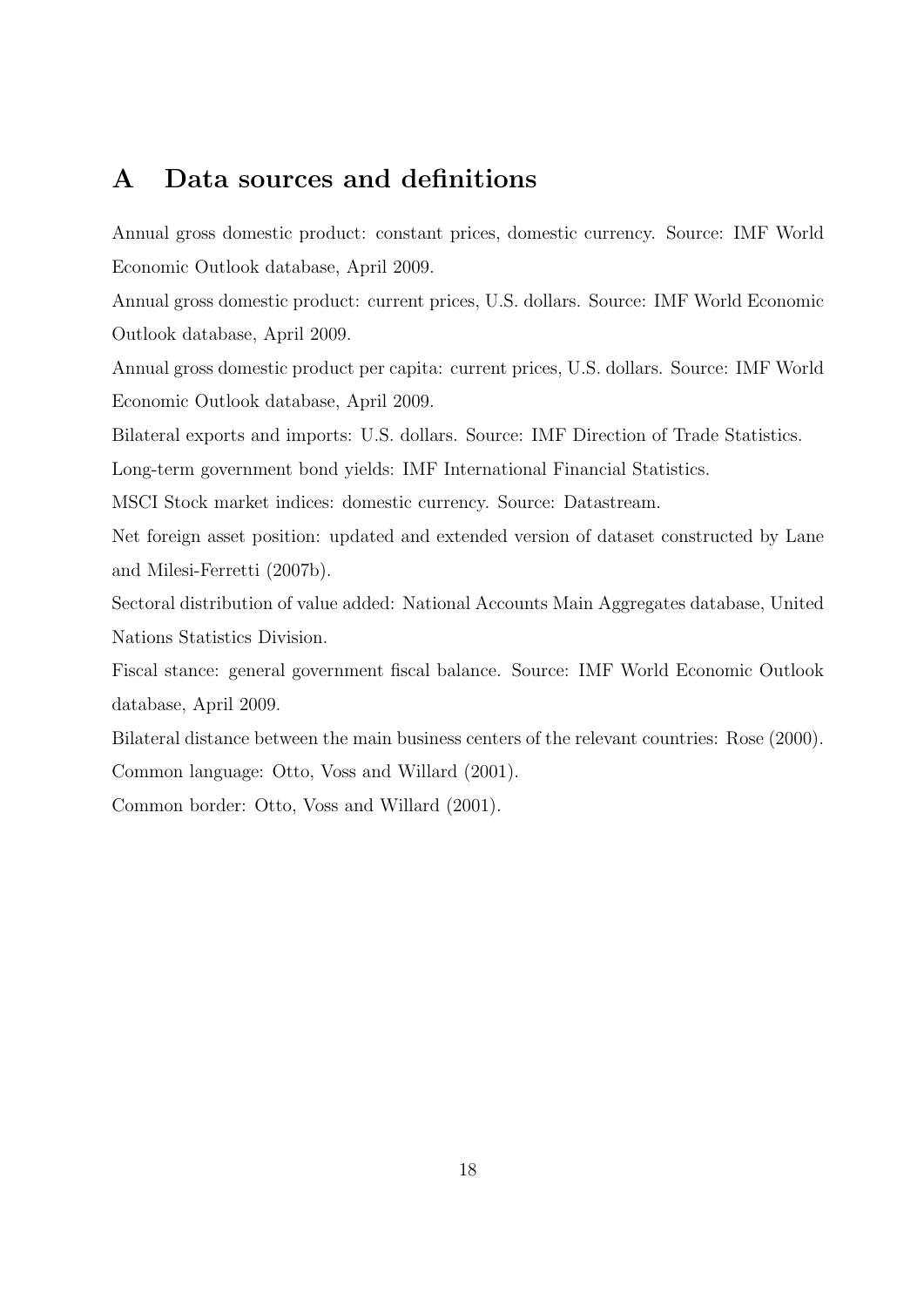# A Data sources and definitions

Annual gross domestic product: constant prices, domestic currency. Source: IMF World Economic Outlook database, April 2009.

Annual gross domestic product: current prices, U.S. dollars. Source: IMF World Economic Outlook database, April 2009.

Annual gross domestic product per capita: current prices, U.S. dollars. Source: IMF World Economic Outlook database, April 2009.

Bilateral exports and imports: U.S. dollars. Source: IMF Direction of Trade Statistics.

Long-term government bond yields: IMF International Financial Statistics.

MSCI Stock market indices: domestic currency. Source: Datastream.

Net foreign asset position: updated and extended version of dataset constructed by Lane and Milesi-Ferretti (2007b).

Sectoral distribution of value added: National Accounts Main Aggregates database, United Nations Statistics Division.

Fiscal stance: general government fiscal balance. Source: IMF World Economic Outlook database, April 2009.

Bilateral distance between the main business centers of the relevant countries: Rose (2000).

Common language: Otto, Voss and Willard (2001).

Common border: Otto, Voss and Willard (2001).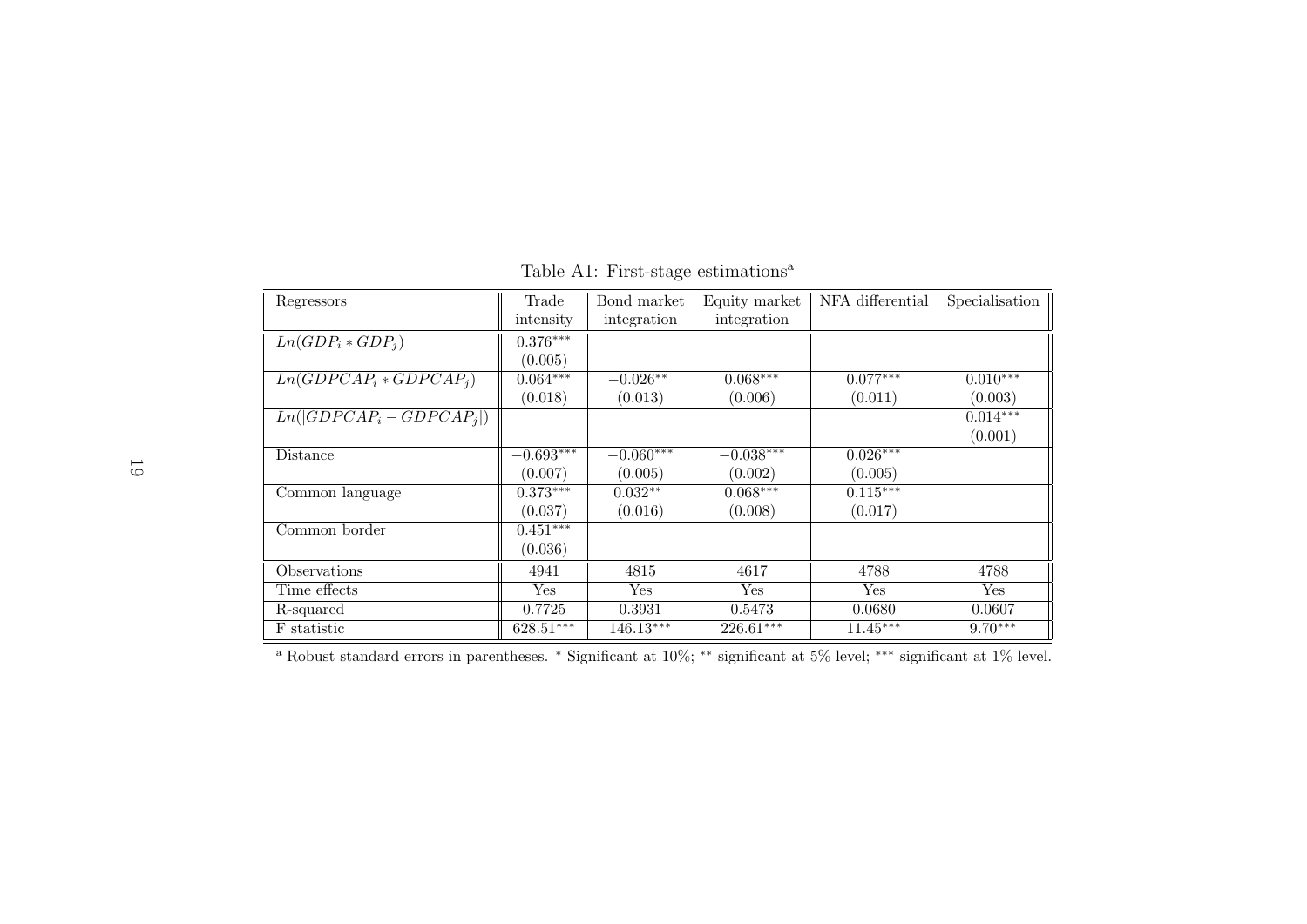Table A1: First-stage estimations[a]

| Regressors | Trade intensity | Bond market integration | Equity market integration | NFA differential | Specialisation |
|---|---|---|---|---|---|
| $Ln(GDP_i * GDP_j)$ | $0.376^{***}$ | | | | |
| | (0.005) | | | | |
| $Ln(GDPCAP_i * GDPCAP_j)$ | $0.064^{***}$ | $-0.026^{**}$ | $0.068^{***}$ | $0.077^{***}$ | $0.010^{***}$ |
| | (0.018) | (0.013) | (0.006) | (0.011) | (0.003) |
| $Ln(\|GDPCAP_i - GDPCAP_j\|)$ | | | | | $0.014^{***}$ |
| | | | | | (0.001) |
| Distance | $-0.693^{***}$ | $-0.060^{***}$ | $-0.038^{***}$ | $0.026^{***}$ | |
| | (0.007) | (0.005) | (0.002) | (0.005) | |
| Common language | $0.373^{***}$ | $0.032^{**}$ | $0.068^{***}$ | $0.115^{***}$ | |
| | (0.037) | (0.016) | (0.008) | (0.017) | |
| Common border | $0.451^{***}$ | | | | |
| | (0.036) | | | | |
| Observations | 4941 | 4815 | 4617 | 4788 | 4788 |
| Time effects | Yes | Yes | Yes | Yes | Yes |
| R-squared | 0.7725 | 0.3931 | 0.5473 | 0.0680 | 0.0607 |
| F statistic | $628.51^{***}$ | $146.13^{***}$ | $226.61^{***}$ | $11.45^{***}$ | $9.70^{***}$ |

[a] Robust standard errors in parentheses. $^{*}$ Significant at 10%; $^{**}$ significant at 5% level; $^{***}$ significant at 1% level.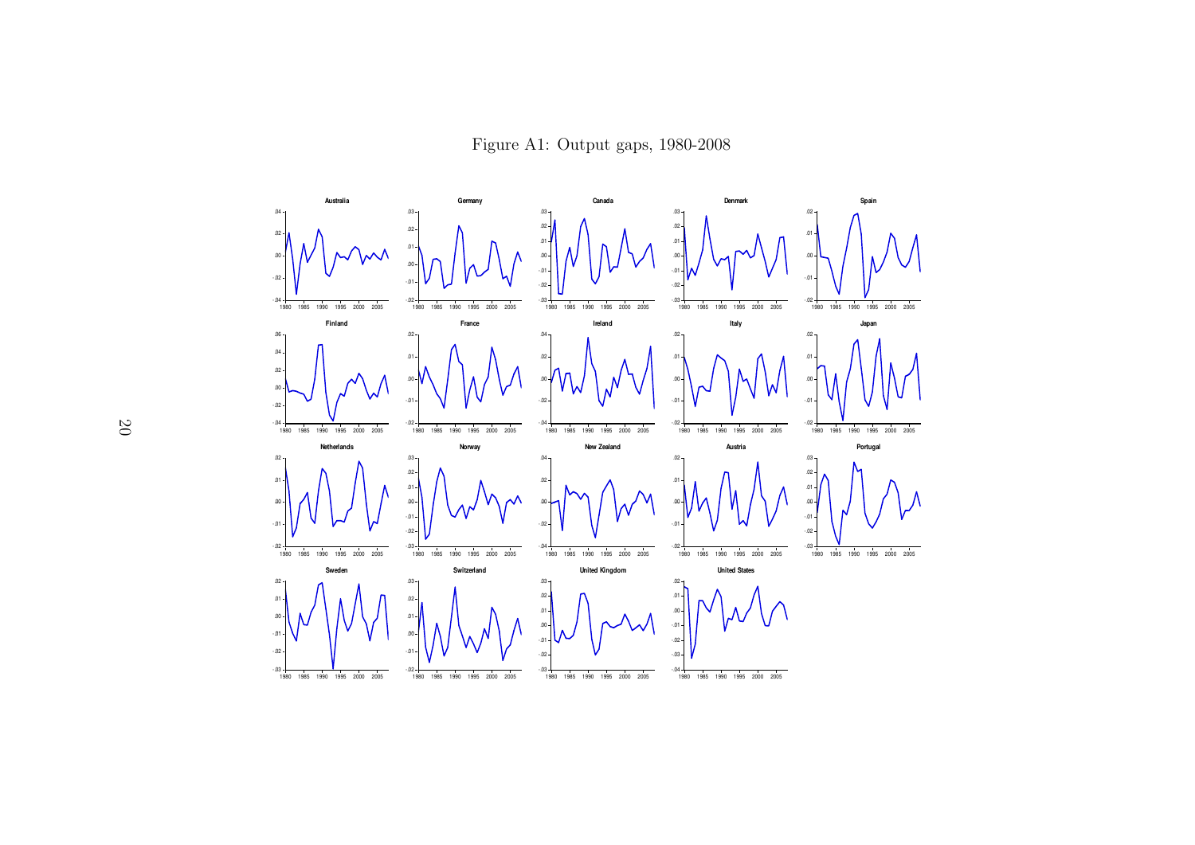Figure A1: Output gaps, 1980-2008

Australia

.04
.02
.00
-.02
-.04
1980 1985 1990 1995 2000 2005

Germany

.03
.02
.01
.00
-.01
-.02
1980 1985 1990 1995 2000 2005

Canada

.03
.02
.01
.00
-.01
-.02
-.03
1980 1985 1990 1995 2000 2005

Denmark

.03
.02
.01
.00
-.01
-.02
-.03
1980 1985 1990 1995 2000 2005

Spain

.02
.01
.00
-.01
-.02
1980 1985 1990 1995 2000 2005

Finland

.06
.04
.02
.00
-.02
-.04
1980 1985 1990 1995 2000 2005

France

.02
.01
.00
-.01
-.02
1980 1985 1990 1995 2000 2005

Ireland

.04
.02
.00
-.02
-.04
1980 1985 1990 1995 2000 2005

Italy

.02
.01
.00
-.01
-.02
1980 1985 1990 1995 2000 2005

Japan

.02
.01
.00
-.01
-.02
1980 1985 1990 1995 2000 2005

Netherlands

.02
.01
.00
-.01
-.02
1980 1985 1990 1995 2000 2005

Norway

.03
.02
.01
.00
-.01
-.02
-.03
1980 1985 1990 1995 2000 2005

New Zealand

.04
.02
.00
-.02
-.04
1980 1985 1990 1995 2000 2005

Austria

.02
.01
.00
-.01
-.02
1980 1985 1990 1995 2000 2005

Portugal

.03
.02
.01
.00
-.01
-.02
-.03
1980 1985 1990 1995 2000 2005

Sweden

.02
.01
.00
-.01
-.02
-.03
1980 1985 1990 1995 2000 2005

Switzerland

.03
.02
.01
.00
-.01
-.02
1980 1985 1990 1995 2000 2005

United Kingdom

.03
.02
.01
.00
-.01
-.02
-.03
1980 1985 1990 1995 2000 2005

United States

.02
.01
.00
-.01
-.02
-.03
-.04
1980 1985 1990 1995 2000 2005